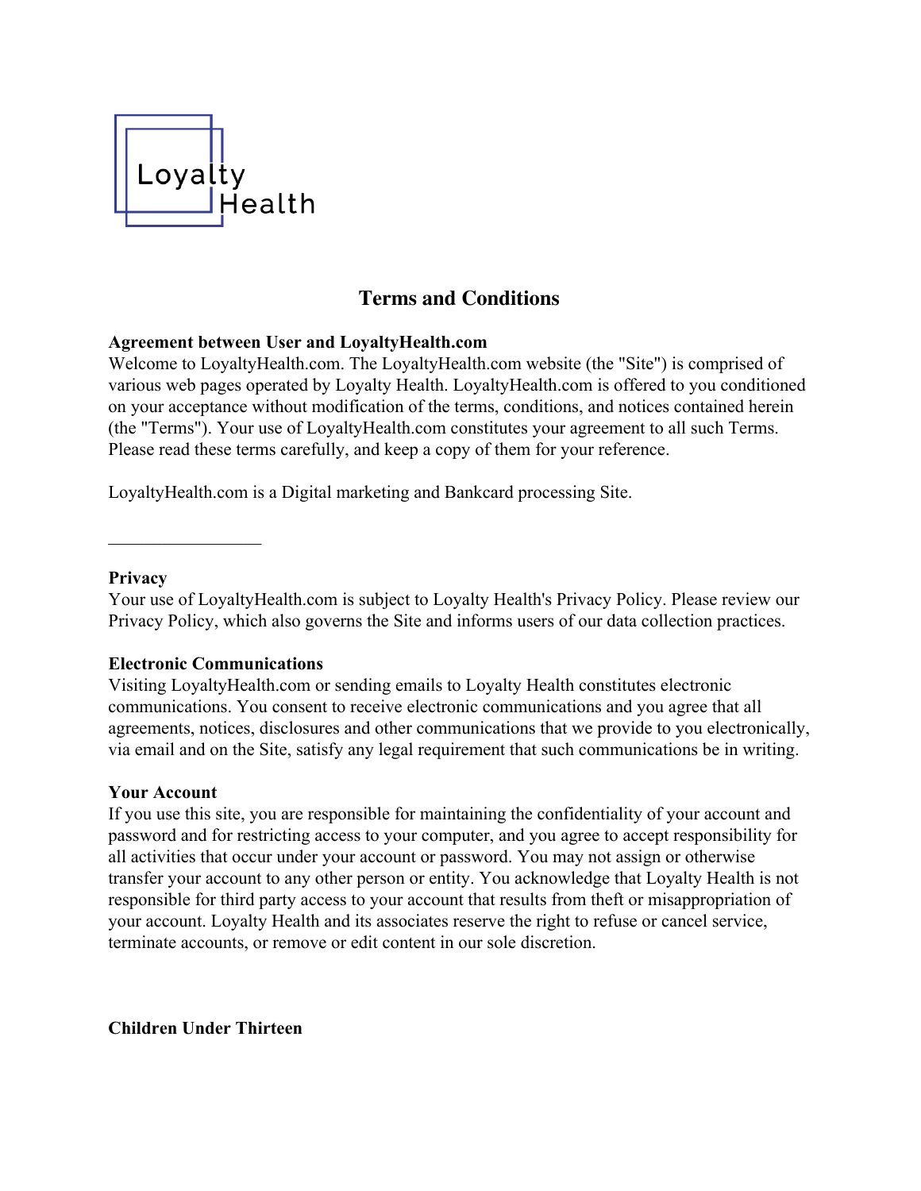Loyalty Health

# Terms and Conditions

**Agreement between User and LoyaltyHealth.com**

Welcome to LoyaltyHealth.com. The LoyaltyHealth.com website (the "Site") is comprised of various web pages operated by Loyalty Health. LoyaltyHealth.com is offered to you conditioned on your acceptance without modification of the terms, conditions, and notices contained herein (the "Terms"). Your use of LoyaltyHealth.com constitutes your agreement to all such Terms. Please read these terms carefully, and keep a copy of them for your reference.

LoyaltyHealth.com is a Digital marketing and Bankcard processing Site.

---

**Privacy**

Your use of LoyaltyHealth.com is subject to Loyalty Health's Privacy Policy. Please review our Privacy Policy, which also governs the Site and informs users of our data collection practices.

**Electronic Communications**

Visiting LoyaltyHealth.com or sending emails to Loyalty Health constitutes electronic communications. You consent to receive electronic communications and you agree that all agreements, notices, disclosures and other communications that we provide to you electronically, via email and on the Site, satisfy any legal requirement that such communications be in writing.

**Your Account**

If you use this site, you are responsible for maintaining the confidentiality of your account and password and for restricting access to your computer, and you agree to accept responsibility for all activities that occur under your account or password. You may not assign or otherwise transfer your account to any other person or entity. You acknowledge that Loyalty Health is not responsible for third party access to your account that results from theft or misappropriation of your account. Loyalty Health and its associates reserve the right to refuse or cancel service, terminate accounts, or remove or edit content in our sole discretion.

**Children Under Thirteen**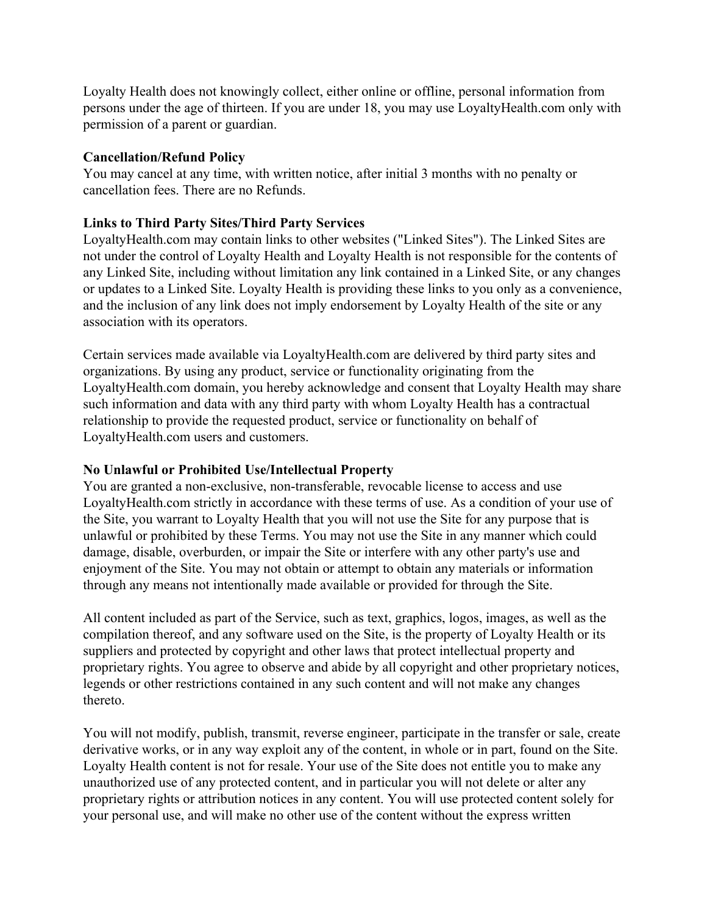Loyalty Health does not knowingly collect, either online or offline, personal information from persons under the age of thirteen. If you are under 18, you may use LoyaltyHealth.com only with permission of a parent or guardian.

**Cancellation/Refund Policy**
You may cancel at any time, with written notice, after initial 3 months with no penalty or cancellation fees. There are no Refunds.

**Links to Third Party Sites/Third Party Services**
LoyaltyHealth.com may contain links to other websites ("Linked Sites"). The Linked Sites are not under the control of Loyalty Health and Loyalty Health is not responsible for the contents of any Linked Site, including without limitation any link contained in a Linked Site, or any changes or updates to a Linked Site. Loyalty Health is providing these links to you only as a convenience, and the inclusion of any link does not imply endorsement by Loyalty Health of the site or any association with its operators.

Certain services made available via LoyaltyHealth.com are delivered by third party sites and organizations. By using any product, service or functionality originating from the LoyaltyHealth.com domain, you hereby acknowledge and consent that Loyalty Health may share such information and data with any third party with whom Loyalty Health has a contractual relationship to provide the requested product, service or functionality on behalf of LoyaltyHealth.com users and customers.

**No Unlawful or Prohibited Use/Intellectual Property**
You are granted a non-exclusive, non-transferable, revocable license to access and use LoyaltyHealth.com strictly in accordance with these terms of use. As a condition of your use of the Site, you warrant to Loyalty Health that you will not use the Site for any purpose that is unlawful or prohibited by these Terms. You may not use the Site in any manner which could damage, disable, overburden, or impair the Site or interfere with any other party's use and enjoyment of the Site. You may not obtain or attempt to obtain any materials or information through any means not intentionally made available or provided for through the Site.

All content included as part of the Service, such as text, graphics, logos, images, as well as the compilation thereof, and any software used on the Site, is the property of Loyalty Health or its suppliers and protected by copyright and other laws that protect intellectual property and proprietary rights. You agree to observe and abide by all copyright and other proprietary notices, legends or other restrictions contained in any such content and will not make any changes thereto.

You will not modify, publish, transmit, reverse engineer, participate in the transfer or sale, create derivative works, or in any way exploit any of the content, in whole or in part, found on the Site. Loyalty Health content is not for resale. Your use of the Site does not entitle you to make any unauthorized use of any protected content, and in particular you will not delete or alter any proprietary rights or attribution notices in any content. You will use protected content solely for your personal use, and will make no other use of the content without the express written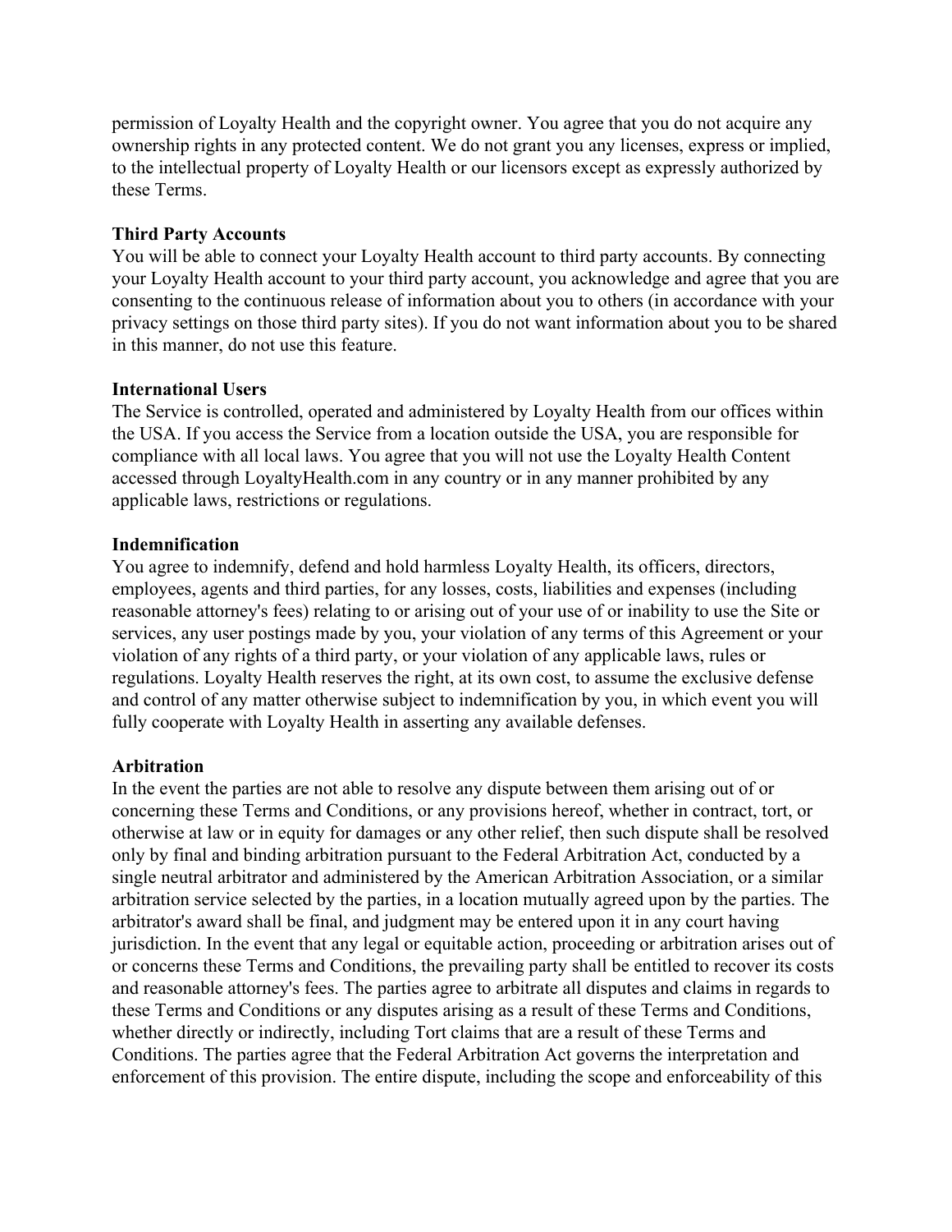permission of Loyalty Health and the copyright owner. You agree that you do not acquire any ownership rights in any protected content. We do not grant you any licenses, express or implied, to the intellectual property of Loyalty Health or our licensors except as expressly authorized by these Terms.

**Third Party Accounts**

You will be able to connect your Loyalty Health account to third party accounts. By connecting your Loyalty Health account to your third party account, you acknowledge and agree that you are consenting to the continuous release of information about you to others (in accordance with your privacy settings on those third party sites). If you do not want information about you to be shared in this manner, do not use this feature.

**International Users**

The Service is controlled, operated and administered by Loyalty Health from our offices within the USA. If you access the Service from a location outside the USA, you are responsible for compliance with all local laws. You agree that you will not use the Loyalty Health Content accessed through LoyaltyHealth.com in any country or in any manner prohibited by any applicable laws, restrictions or regulations.

**Indemnification**

You agree to indemnify, defend and hold harmless Loyalty Health, its officers, directors, employees, agents and third parties, for any losses, costs, liabilities and expenses (including reasonable attorney's fees) relating to or arising out of your use of or inability to use the Site or services, any user postings made by you, your violation of any terms of this Agreement or your violation of any rights of a third party, or your violation of any applicable laws, rules or regulations. Loyalty Health reserves the right, at its own cost, to assume the exclusive defense and control of any matter otherwise subject to indemnification by you, in which event you will fully cooperate with Loyalty Health in asserting any available defenses.

**Arbitration**

In the event the parties are not able to resolve any dispute between them arising out of or concerning these Terms and Conditions, or any provisions hereof, whether in contract, tort, or otherwise at law or in equity for damages or any other relief, then such dispute shall be resolved only by final and binding arbitration pursuant to the Federal Arbitration Act, conducted by a single neutral arbitrator and administered by the American Arbitration Association, or a similar arbitration service selected by the parties, in a location mutually agreed upon by the parties. The arbitrator's award shall be final, and judgment may be entered upon it in any court having jurisdiction. In the event that any legal or equitable action, proceeding or arbitration arises out of or concerns these Terms and Conditions, the prevailing party shall be entitled to recover its costs and reasonable attorney's fees. The parties agree to arbitrate all disputes and claims in regards to these Terms and Conditions or any disputes arising as a result of these Terms and Conditions, whether directly or indirectly, including Tort claims that are a result of these Terms and Conditions. The parties agree that the Federal Arbitration Act governs the interpretation and enforcement of this provision. The entire dispute, including the scope and enforceability of this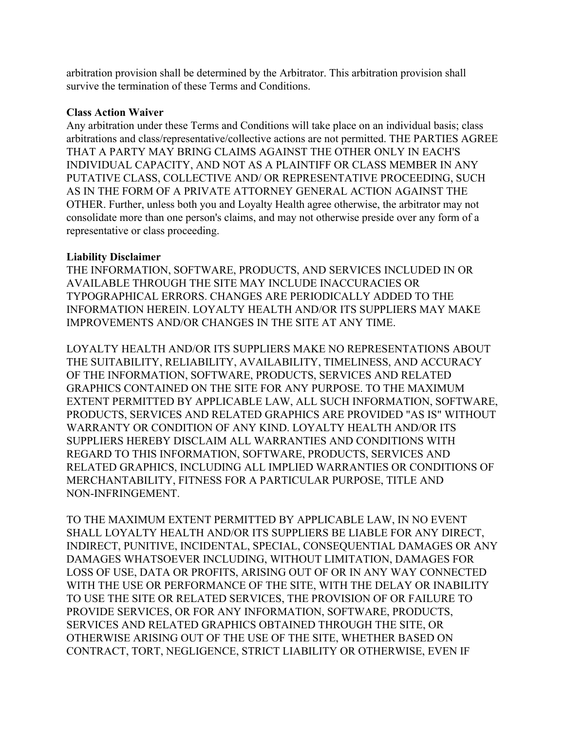arbitration provision shall be determined by the Arbitrator. This arbitration provision shall survive the termination of these Terms and Conditions.

**Class Action Waiver**

Any arbitration under these Terms and Conditions will take place on an individual basis; class arbitrations and class/representative/collective actions are not permitted. THE PARTIES AGREE THAT A PARTY MAY BRING CLAIMS AGAINST THE OTHER ONLY IN EACH'S INDIVIDUAL CAPACITY, AND NOT AS A PLAINTIFF OR CLASS MEMBER IN ANY PUTATIVE CLASS, COLLECTIVE AND/ OR REPRESENTATIVE PROCEEDING, SUCH AS IN THE FORM OF A PRIVATE ATTORNEY GENERAL ACTION AGAINST THE OTHER. Further, unless both you and Loyalty Health agree otherwise, the arbitrator may not consolidate more than one person's claims, and may not otherwise preside over any form of a representative or class proceeding.

**Liability Disclaimer**

THE INFORMATION, SOFTWARE, PRODUCTS, AND SERVICES INCLUDED IN OR AVAILABLE THROUGH THE SITE MAY INCLUDE INACCURACIES OR TYPOGRAPHICAL ERRORS. CHANGES ARE PERIODICALLY ADDED TO THE INFORMATION HEREIN. LOYALTY HEALTH AND/OR ITS SUPPLIERS MAY MAKE IMPROVEMENTS AND/OR CHANGES IN THE SITE AT ANY TIME.

LOYALTY HEALTH AND/OR ITS SUPPLIERS MAKE NO REPRESENTATIONS ABOUT THE SUITABILITY, RELIABILITY, AVAILABILITY, TIMELINESS, AND ACCURACY OF THE INFORMATION, SOFTWARE, PRODUCTS, SERVICES AND RELATED GRAPHICS CONTAINED ON THE SITE FOR ANY PURPOSE. TO THE MAXIMUM EXTENT PERMITTED BY APPLICABLE LAW, ALL SUCH INFORMATION, SOFTWARE, PRODUCTS, SERVICES AND RELATED GRAPHICS ARE PROVIDED "AS IS" WITHOUT WARRANTY OR CONDITION OF ANY KIND. LOYALTY HEALTH AND/OR ITS SUPPLIERS HEREBY DISCLAIM ALL WARRANTIES AND CONDITIONS WITH REGARD TO THIS INFORMATION, SOFTWARE, PRODUCTS, SERVICES AND RELATED GRAPHICS, INCLUDING ALL IMPLIED WARRANTIES OR CONDITIONS OF MERCHANTABILITY, FITNESS FOR A PARTICULAR PURPOSE, TITLE AND NON-INFRINGEMENT.

TO THE MAXIMUM EXTENT PERMITTED BY APPLICABLE LAW, IN NO EVENT SHALL LOYALTY HEALTH AND/OR ITS SUPPLIERS BE LIABLE FOR ANY DIRECT, INDIRECT, PUNITIVE, INCIDENTAL, SPECIAL, CONSEQUENTIAL DAMAGES OR ANY DAMAGES WHATSOEVER INCLUDING, WITHOUT LIMITATION, DAMAGES FOR LOSS OF USE, DATA OR PROFITS, ARISING OUT OF OR IN ANY WAY CONNECTED WITH THE USE OR PERFORMANCE OF THE SITE, WITH THE DELAY OR INABILITY TO USE THE SITE OR RELATED SERVICES, THE PROVISION OF OR FAILURE TO PROVIDE SERVICES, OR FOR ANY INFORMATION, SOFTWARE, PRODUCTS, SERVICES AND RELATED GRAPHICS OBTAINED THROUGH THE SITE, OR OTHERWISE ARISING OUT OF THE USE OF THE SITE, WHETHER BASED ON CONTRACT, TORT, NEGLIGENCE, STRICT LIABILITY OR OTHERWISE, EVEN IF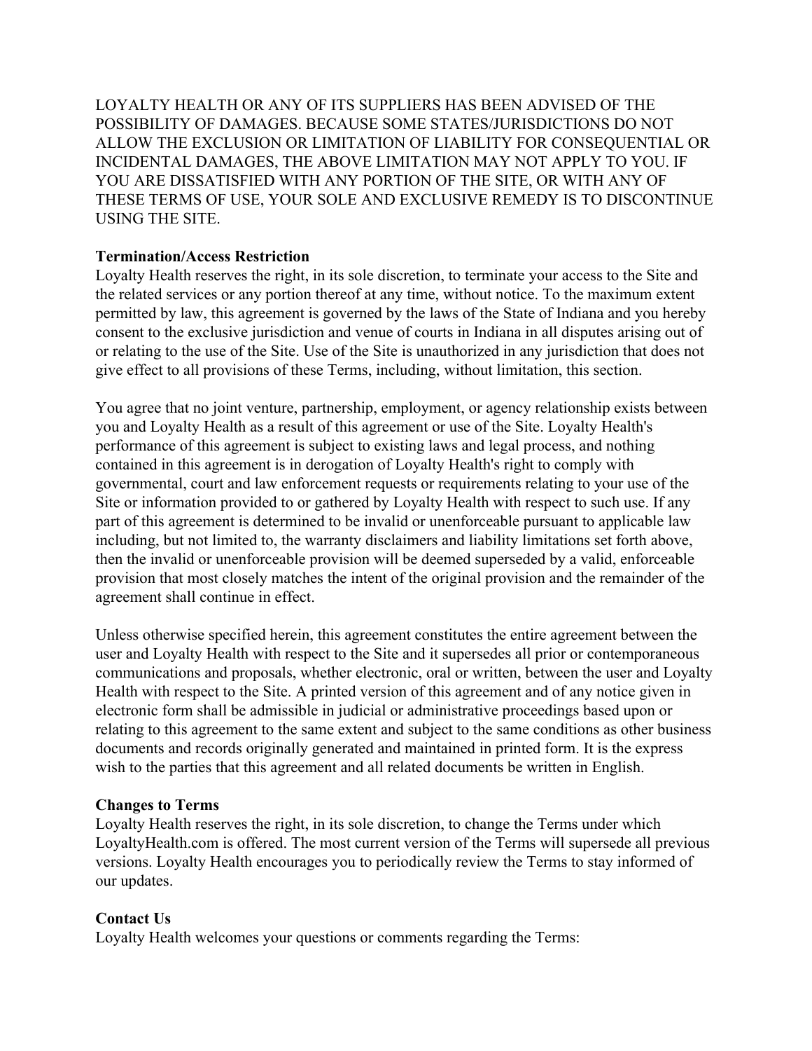LOYALTY HEALTH OR ANY OF ITS SUPPLIERS HAS BEEN ADVISED OF THE POSSIBILITY OF DAMAGES. BECAUSE SOME STATES/JURISDICTIONS DO NOT ALLOW THE EXCLUSION OR LIMITATION OF LIABILITY FOR CONSEQUENTIAL OR INCIDENTAL DAMAGES, THE ABOVE LIMITATION MAY NOT APPLY TO YOU. IF YOU ARE DISSATISFIED WITH ANY PORTION OF THE SITE, OR WITH ANY OF THESE TERMS OF USE, YOUR SOLE AND EXCLUSIVE REMEDY IS TO DISCONTINUE USING THE SITE.

**Termination/Access Restriction**
Loyalty Health reserves the right, in its sole discretion, to terminate your access to the Site and the related services or any portion thereof at any time, without notice. To the maximum extent permitted by law, this agreement is governed by the laws of the State of Indiana and you hereby consent to the exclusive jurisdiction and venue of courts in Indiana in all disputes arising out of or relating to the use of the Site. Use of the Site is unauthorized in any jurisdiction that does not give effect to all provisions of these Terms, including, without limitation, this section.

You agree that no joint venture, partnership, employment, or agency relationship exists between you and Loyalty Health as a result of this agreement or use of the Site. Loyalty Health's performance of this agreement is subject to existing laws and legal process, and nothing contained in this agreement is in derogation of Loyalty Health's right to comply with governmental, court and law enforcement requests or requirements relating to your use of the Site or information provided to or gathered by Loyalty Health with respect to such use. If any part of this agreement is determined to be invalid or unenforceable pursuant to applicable law including, but not limited to, the warranty disclaimers and liability limitations set forth above, then the invalid or unenforceable provision will be deemed superseded by a valid, enforceable provision that most closely matches the intent of the original provision and the remainder of the agreement shall continue in effect.

Unless otherwise specified herein, this agreement constitutes the entire agreement between the user and Loyalty Health with respect to the Site and it supersedes all prior or contemporaneous communications and proposals, whether electronic, oral or written, between the user and Loyalty Health with respect to the Site. A printed version of this agreement and of any notice given in electronic form shall be admissible in judicial or administrative proceedings based upon or relating to this agreement to the same extent and subject to the same conditions as other business documents and records originally generated and maintained in printed form. It is the express wish to the parties that this agreement and all related documents be written in English.

**Changes to Terms**
Loyalty Health reserves the right, in its sole discretion, to change the Terms under which LoyaltyHealth.com is offered. The most current version of the Terms will supersede all previous versions. Loyalty Health encourages you to periodically review the Terms to stay informed of our updates.

**Contact Us**
Loyalty Health welcomes your questions or comments regarding the Terms: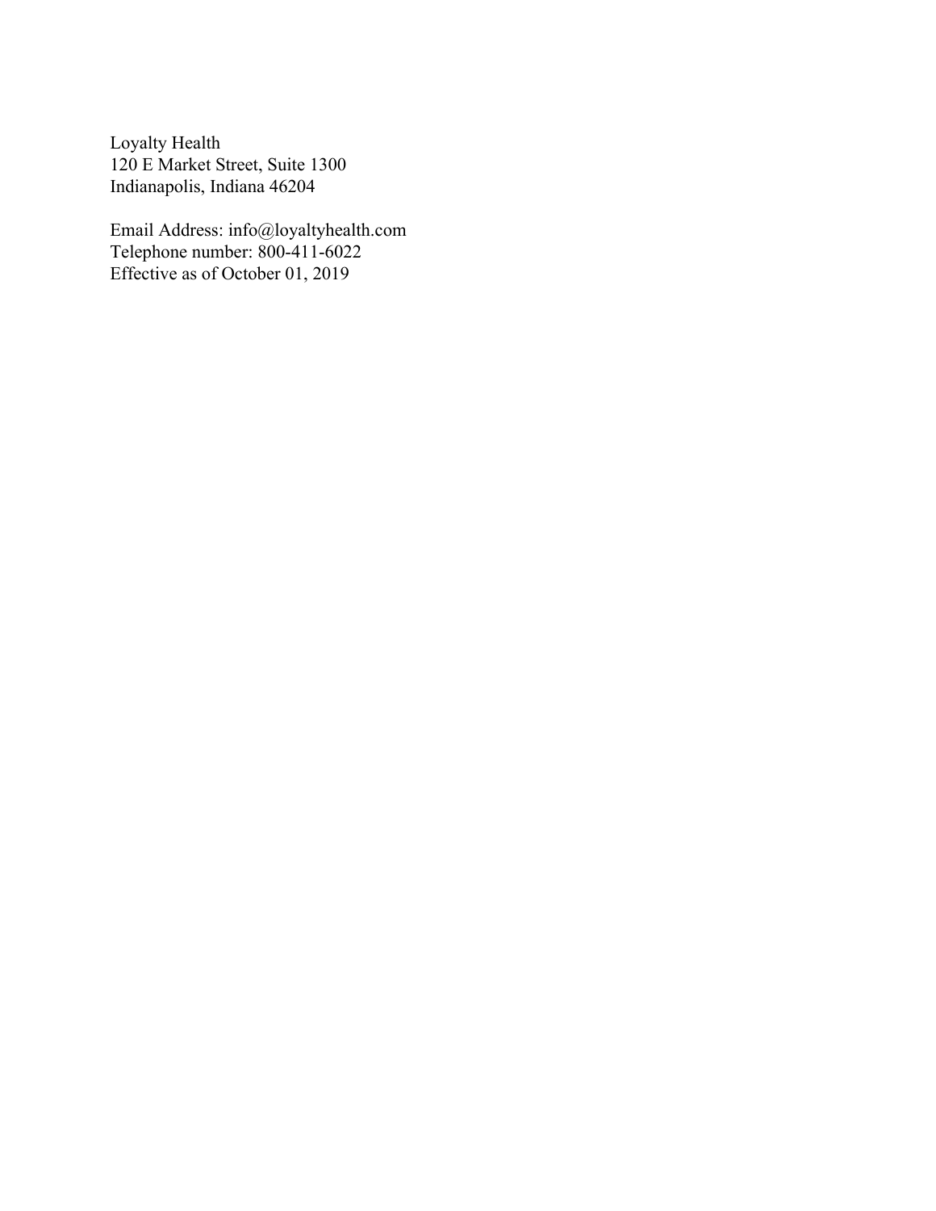Loyalty Health
120 E Market Street, Suite 1300
Indianapolis, Indiana 46204

Email Address: info@loyaltyhealth.com
Telephone number: 800-411-6022
Effective as of October 01, 2019